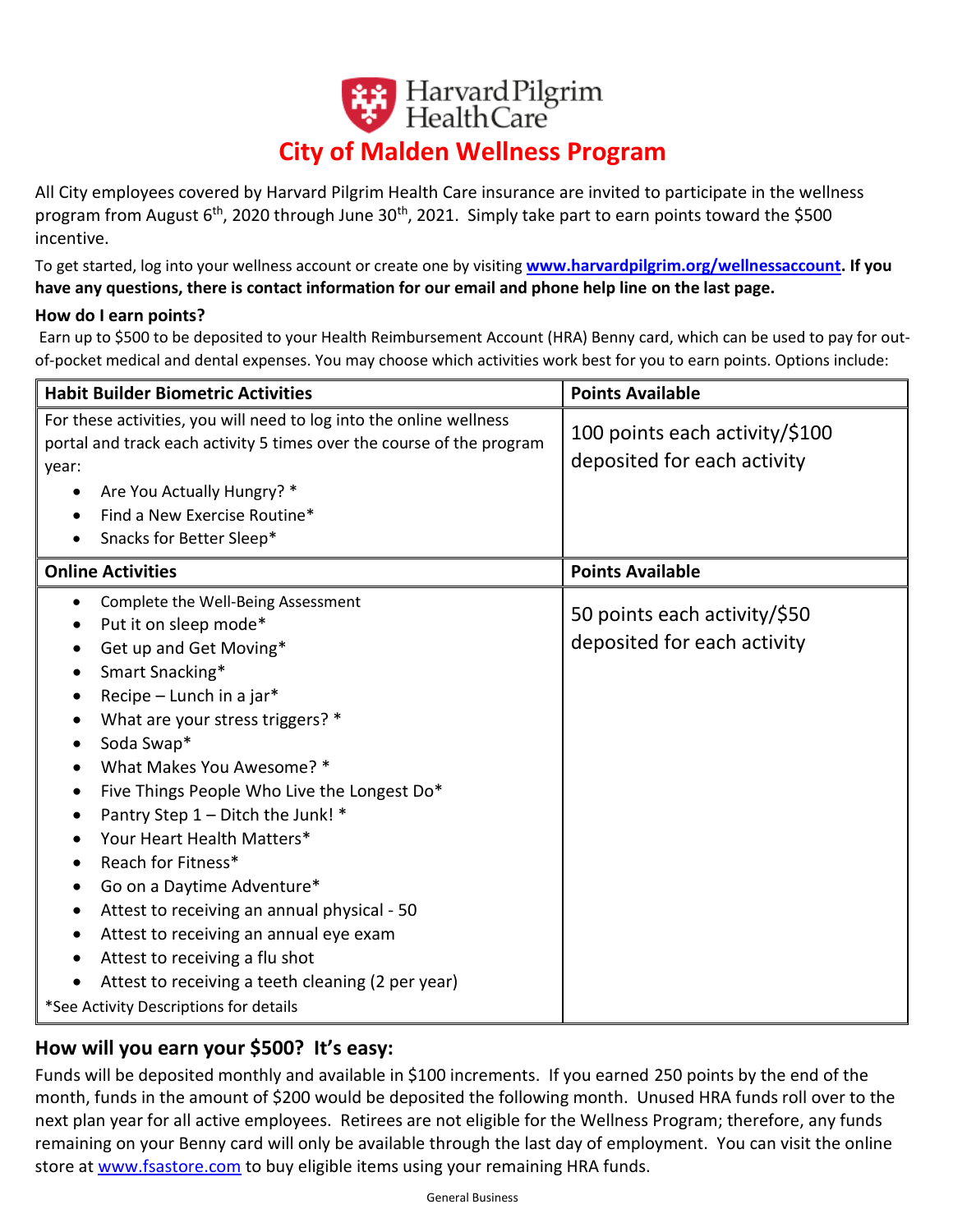# City of Malden Wellness Program

All City employees covered by Harvard Pilgrim Health Care insurance are invited to participate in the wellness program from August 6th, 2020 through June 30th, 2021. Simply take part to earn points toward the $500 incentive.

To get started, log into your wellness account or create one by visiting **www.harvardpilgrim.org/wellnessaccount**. **If you have any questions, there is contact information for our email and phone help line on the last page.**

**How do I earn points?**

Earn up to $500 to be deposited to your Health Reimbursement Account (HRA) Benny card, which can be used to pay for out-of-pocket medical and dental expenses. You may choose which activities work best for you to earn points. Options include:

| Habit Builder Biometric Activities | Points Available |
|---|---|
| For these activities, you will need to log into the online wellness portal and track each activity 5 times over the course of the program year:<br>• Are You Actually Hungry? *<br>• Find a New Exercise Routine*<br>• Snacks for Better Sleep* | 100 points each activity/$100 deposited for each activity |
| **Online Activities** | **Points Available** |
| • Complete the Well-Being Assessment<br>• Put it on sleep mode*<br>• Get up and Get Moving*<br>• Smart Snacking*<br>• Recipe – Lunch in a jar*<br>• What are your stress triggers? *<br>• Soda Swap*<br>• What Makes You Awesome? *<br>• Five Things People Who Live the Longest Do*<br>• Pantry Step 1 – Ditch the Junk! *<br>• Your Heart Health Matters*<br>• Reach for Fitness*<br>• Go on a Daytime Adventure*<br>• Attest to receiving an annual physical - 50<br>• Attest to receiving an annual eye exam<br>• Attest to receiving a flu shot<br>• Attest to receiving a teeth cleaning (2 per year)<br>*See Activity Descriptions for details | 50 points each activity/$50 deposited for each activity |

## How will you earn your $500? It's easy:

Funds will be deposited monthly and available in $100 increments. If you earned 250 points by the end of the month, funds in the amount of $200 would be deposited the following month. Unused HRA funds roll over to the next plan year for all active employees. Retirees are not eligible for the Wellness Program; therefore, any funds remaining on your Benny card will only be available through the last day of employment. You can visit the online store at www.fsastore.com to buy eligible items using your remaining HRA funds.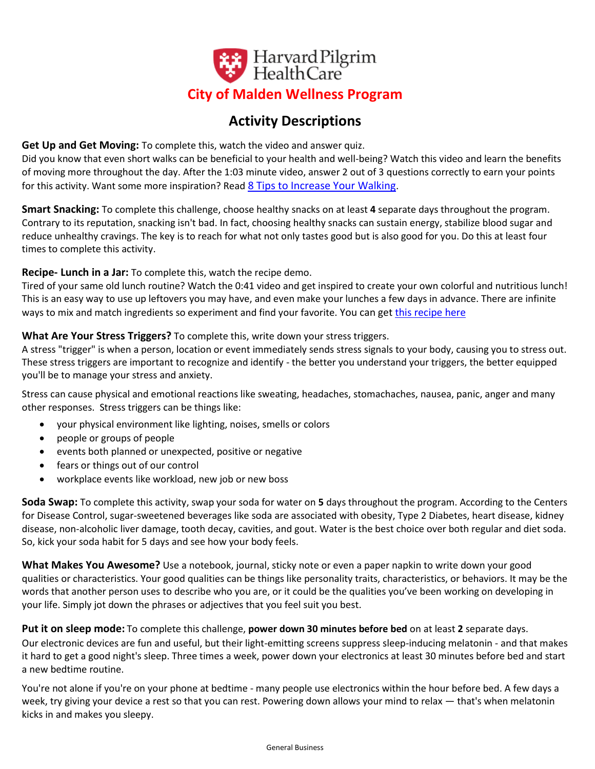Harvard Pilgrim Health Care

## City of Malden Wellness Program

## Activity Descriptions

**Get Up and Get Moving:** To complete this, watch the video and answer quiz.
Did you know that even short walks can be beneficial to your health and well-being? Watch this video and learn the benefits of moving more throughout the day. After the 1:03 minute video, answer 2 out of 3 questions correctly to earn your points for this activity. Want some more inspiration? Read [8 Tips to Increase Your Walking](#).

**Smart Snacking:** To complete this challenge, choose healthy snacks on at least **4** separate days throughout the program. Contrary to its reputation, snacking isn't bad. In fact, choosing healthy snacks can sustain energy, stabilize blood sugar and reduce unhealthy cravings. The key is to reach for what not only tastes good but is also good for you. Do this at least four times to complete this activity.

**Recipe- Lunch in a Jar:** To complete this, watch the recipe demo.
Tired of your same old lunch routine? Watch the 0:41 video and get inspired to create your own colorful and nutritious lunch! This is an easy way to use up leftovers you may have, and even make your lunches a few days in advance. There are infinite ways to mix and match ingredients so experiment and find your favorite. You can get [this recipe here](#)

**What Are Your Stress Triggers?** To complete this, write down your stress triggers.
A stress "trigger" is when a person, location or event immediately sends stress signals to your body, causing you to stress out. These stress triggers are important to recognize and identify - the better you understand your triggers, the better equipped you'll be to manage your stress and anxiety.

Stress can cause physical and emotional reactions like sweating, headaches, stomachaches, nausea, panic, anger and many other responses. Stress triggers can be things like:

- your physical environment like lighting, noises, smells or colors
- people or groups of people
- events both planned or unexpected, positive or negative
- fears or things out of our control
- workplace events like workload, new job or new boss

**Soda Swap:** To complete this activity, swap your soda for water on **5** days throughout the program. According to the Centers for Disease Control, sugar-sweetened beverages like soda are associated with obesity, Type 2 Diabetes, heart disease, kidney disease, non-alcoholic liver damage, tooth decay, cavities, and gout. Water is the best choice over both regular and diet soda. So, kick your soda habit for 5 days and see how your body feels.

**What Makes You Awesome?** Use a notebook, journal, sticky note or even a paper napkin to write down your good qualities or characteristics. Your good qualities can be things like personality traits, characteristics, or behaviors. It may be the words that another person uses to describe who you are, or it could be the qualities you've been working on developing in your life. Simply jot down the phrases or adjectives that you feel suit you best.

**Put it on sleep mode:** To complete this challenge, **power down 30 minutes before bed** on at least **2** separate days.
Our electronic devices are fun and useful, but their light-emitting screens suppress sleep-inducing melatonin - and that makes it hard to get a good night's sleep. Three times a week, power down your electronics at least 30 minutes before bed and start a new bedtime routine.

You're not alone if you're on your phone at bedtime - many people use electronics within the hour before bed. A few days a week, try giving your device a rest so that you can rest. Powering down allows your mind to relax — that's when melatonin kicks in and makes you sleepy.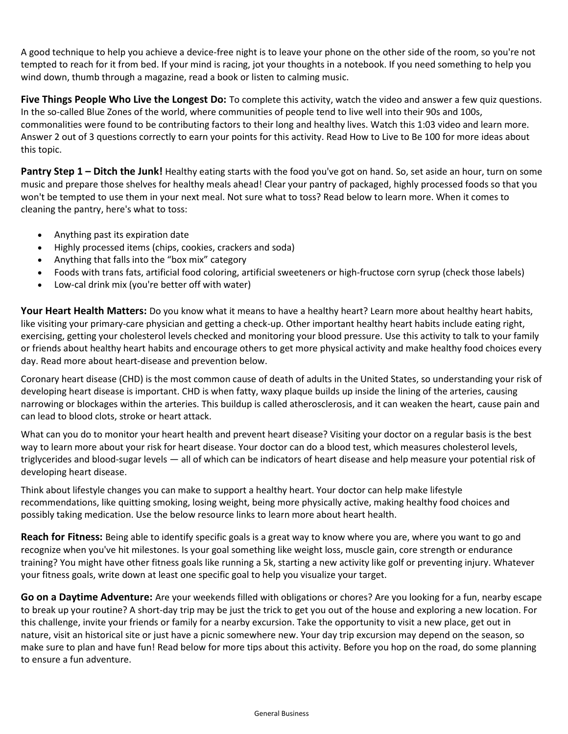A good technique to help you achieve a device-free night is to leave your phone on the other side of the room, so you're not tempted to reach for it from bed. If your mind is racing, jot your thoughts in a notebook. If you need something to help you wind down, thumb through a magazine, read a book or listen to calming music.

**Five Things People Who Live the Longest Do:** To complete this activity, watch the video and answer a few quiz questions. In the so-called Blue Zones of the world, where communities of people tend to live well into their 90s and 100s, commonalities were found to be contributing factors to their long and healthy lives. Watch this 1:03 video and learn more. Answer 2 out of 3 questions correctly to earn your points for this activity. Read How to Live to Be 100 for more ideas about this topic.

**Pantry Step 1 – Ditch the Junk!** Healthy eating starts with the food you've got on hand. So, set aside an hour, turn on some music and prepare those shelves for healthy meals ahead! Clear your pantry of packaged, highly processed foods so that you won't be tempted to use them in your next meal. Not sure what to toss? Read below to learn more. When it comes to cleaning the pantry, here's what to toss:

- Anything past its expiration date
- Highly processed items (chips, cookies, crackers and soda)
- Anything that falls into the "box mix" category
- Foods with trans fats, artificial food coloring, artificial sweeteners or high-fructose corn syrup (check those labels)
- Low-cal drink mix (you're better off with water)

**Your Heart Health Matters:** Do you know what it means to have a healthy heart? Learn more about healthy heart habits, like visiting your primary-care physician and getting a check-up. Other important healthy heart habits include eating right, exercising, getting your cholesterol levels checked and monitoring your blood pressure. Use this activity to talk to your family or friends about healthy heart habits and encourage others to get more physical activity and make healthy food choices every day. Read more about heart-disease and prevention below.

Coronary heart disease (CHD) is the most common cause of death of adults in the United States, so understanding your risk of developing heart disease is important. CHD is when fatty, waxy plaque builds up inside the lining of the arteries, causing narrowing or blockages within the arteries. This buildup is called atherosclerosis, and it can weaken the heart, cause pain and can lead to blood clots, stroke or heart attack.

What can you do to monitor your heart health and prevent heart disease? Visiting your doctor on a regular basis is the best way to learn more about your risk for heart disease. Your doctor can do a blood test, which measures cholesterol levels, triglycerides and blood-sugar levels — all of which can be indicators of heart disease and help measure your potential risk of developing heart disease.

Think about lifestyle changes you can make to support a healthy heart. Your doctor can help make lifestyle recommendations, like quitting smoking, losing weight, being more physically active, making healthy food choices and possibly taking medication. Use the below resource links to learn more about heart health.

**Reach for Fitness:** Being able to identify specific goals is a great way to know where you are, where you want to go and recognize when you've hit milestones. Is your goal something like weight loss, muscle gain, core strength or endurance training? You might have other fitness goals like running a 5k, starting a new activity like golf or preventing injury. Whatever your fitness goals, write down at least one specific goal to help you visualize your target.

**Go on a Daytime Adventure:** Are your weekends filled with obligations or chores? Are you looking for a fun, nearby escape to break up your routine? A short-day trip may be just the trick to get you out of the house and exploring a new location. For this challenge, invite your friends or family for a nearby excursion. Take the opportunity to visit a new place, get out in nature, visit an historical site or just have a picnic somewhere new. Your day trip excursion may depend on the season, so make sure to plan and have fun! Read below for more tips about this activity. Before you hop on the road, do some planning to ensure a fun adventure.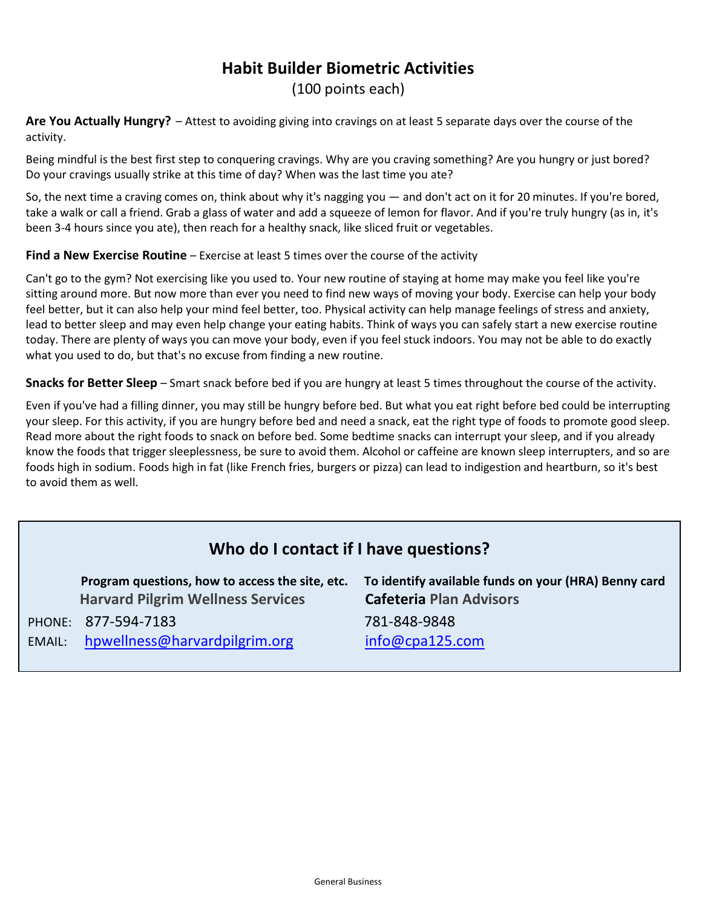## Habit Builder Biometric Activities

(100 points each)

**Are You Actually Hungry?** – Attest to avoiding giving into cravings on at least 5 separate days over the course of the activity.

Being mindful is the best first step to conquering cravings. Why are you craving something? Are you hungry or just bored? Do your cravings usually strike at this time of day? When was the last time you ate?

So, the next time a craving comes on, think about why it's nagging you — and don't act on it for 20 minutes. If you're bored, take a walk or call a friend. Grab a glass of water and add a squeeze of lemon for flavor. And if you're truly hungry (as in, it's been 3-4 hours since you ate), then reach for a healthy snack, like sliced fruit or vegetables.

**Find a New Exercise Routine** – Exercise at least 5 times over the course of the activity

Can't go to the gym? Not exercising like you used to. Your new routine of staying at home may make you feel like you're sitting around more. But now more than ever you need to find new ways of moving your body. Exercise can help your body feel better, but it can also help your mind feel better, too. Physical activity can help manage feelings of stress and anxiety, lead to better sleep and may even help change your eating habits. Think of ways you can safely start a new exercise routine today. There are plenty of ways you can move your body, even if you feel stuck indoors. You may not be able to do exactly what you used to do, but that's no excuse from finding a new routine.

**Snacks for Better Sleep** – Smart snack before bed if you are hungry at least 5 times throughout the course of the activity.

Even if you've had a filling dinner, you may still be hungry before bed. But what you eat right before bed could be interrupting your sleep. For this activity, if you are hungry before bed and need a snack, eat the right type of foods to promote good sleep. Read more about the right foods to snack on before bed. Some bedtime snacks can interrupt your sleep, and if you already know the foods that trigger sleeplessness, be sure to avoid them. Alcohol or caffeine are known sleep interrupters, and so are foods high in sodium. Foods high in fat (like French fries, burgers or pizza) can lead to indigestion and heartburn, so it's best to avoid them as well.

### Who do I contact if I have questions?

| | Program questions, how to access the site, etc. | To identify available funds on your (HRA) Benny card |
|---|---|---|
| | **Harvard Pilgrim Wellness Services** | **Cafeteria Plan Advisors** |
| PHONE: | 877-594-7183 | 781-848-9848 |
| EMAIL: | hpwellness@harvardpilgrim.org | info@cpa125.com |